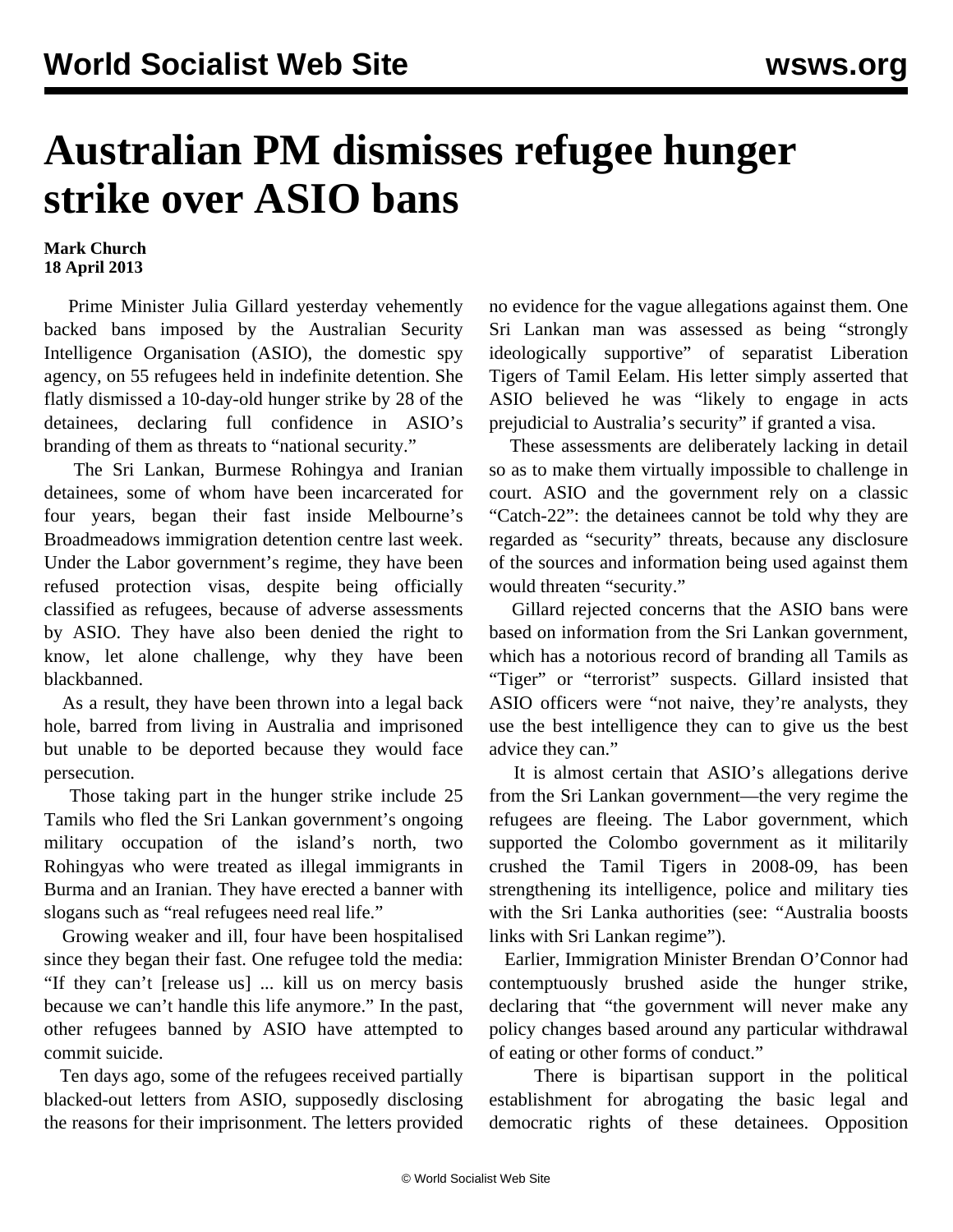# Australian PM dismisses refugee hunger strike over ASIO bans

**Mark Church**
**18 April 2013**

Prime Minister Julia Gillard yesterday vehemently backed bans imposed by the Australian Security Intelligence Organisation (ASIO), the domestic spy agency, on 55 refugees held in indefinite detention. She flatly dismissed a 10-day-old hunger strike by 28 of the detainees, declaring full confidence in ASIO's branding of them as threats to "national security."

The Sri Lankan, Burmese Rohingya and Iranian detainees, some of whom have been incarcerated for four years, began their fast inside Melbourne's Broadmeadows immigration detention centre last week. Under the Labor government's regime, they have been refused protection visas, despite being officially classified as refugees, because of adverse assessments by ASIO. They have also been denied the right to know, let alone challenge, why they have been blackbanned.

As a result, they have been thrown into a legal back hole, barred from living in Australia and imprisoned but unable to be deported because they would face persecution.

Those taking part in the hunger strike include 25 Tamils who fled the Sri Lankan government's ongoing military occupation of the island's north, two Rohingyas who were treated as illegal immigrants in Burma and an Iranian. They have erected a banner with slogans such as "real refugees need real life."

Growing weaker and ill, four have been hospitalised since they began their fast. One refugee told the media: "If they can't [release us] ... kill us on mercy basis because we can't handle this life anymore." In the past, other refugees banned by ASIO have attempted to commit suicide.

Ten days ago, some of the refugees received partially blacked-out letters from ASIO, supposedly disclosing the reasons for their imprisonment. The letters provided no evidence for the vague allegations against them. One Sri Lankan man was assessed as being "strongly ideologically supportive" of separatist Liberation Tigers of Tamil Eelam. His letter simply asserted that ASIO believed he was "likely to engage in acts prejudicial to Australia's security" if granted a visa.

These assessments are deliberately lacking in detail so as to make them virtually impossible to challenge in court. ASIO and the government rely on a classic "Catch-22": the detainees cannot be told why they are regarded as "security" threats, because any disclosure of the sources and information being used against them would threaten "security."

Gillard rejected concerns that the ASIO bans were based on information from the Sri Lankan government, which has a notorious record of branding all Tamils as "Tiger" or "terrorist" suspects. Gillard insisted that ASIO officers were "not naive, they're analysts, they use the best intelligence they can to give us the best advice they can."

It is almost certain that ASIO's allegations derive from the Sri Lankan government—the very regime the refugees are fleeing. The Labor government, which supported the Colombo government as it militarily crushed the Tamil Tigers in 2008-09, has been strengthening its intelligence, police and military ties with the Sri Lanka authorities (see: "Australia boosts links with Sri Lankan regime").

Earlier, Immigration Minister Brendan O'Connor had contemptuously brushed aside the hunger strike, declaring that "the government will never make any policy changes based around any particular withdrawal of eating or other forms of conduct."

There is bipartisan support in the political establishment for abrogating the basic legal and democratic rights of these detainees. Opposition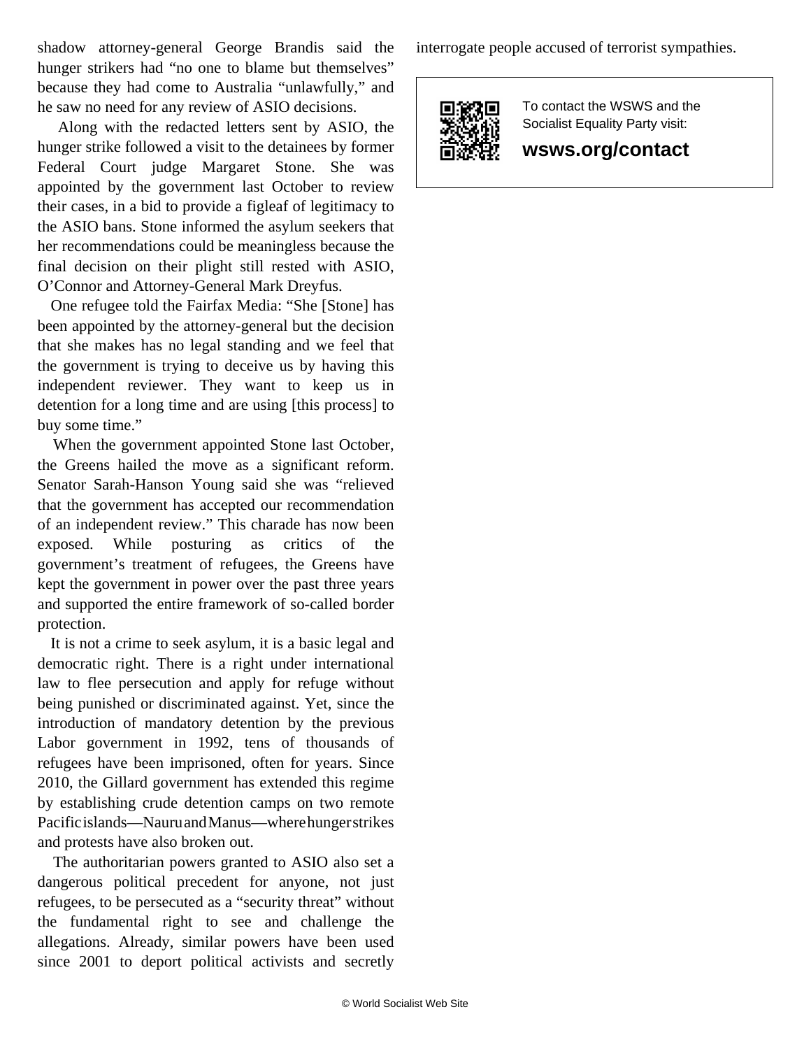shadow attorney-general George Brandis said the hunger strikers had "no one to blame but themselves" because they had come to Australia "unlawfully," and he saw no need for any review of ASIO decisions.

Along with the redacted letters sent by ASIO, the hunger strike followed a visit to the detainees by former Federal Court judge Margaret Stone. She was appointed by the government last October to review their cases, in a bid to provide a figleaf of legitimacy to the ASIO bans. Stone informed the asylum seekers that her recommendations could be meaningless because the final decision on their plight still rested with ASIO, O'Connor and Attorney-General Mark Dreyfus.

One refugee told the Fairfax Media: "She [Stone] has been appointed by the attorney-general but the decision that she makes has no legal standing and we feel that the government is trying to deceive us by having this independent reviewer. They want to keep us in detention for a long time and are using [this process] to buy some time."

When the government appointed Stone last October, the Greens hailed the move as a significant reform. Senator Sarah-Hanson Young said she was "relieved that the government has accepted our recommendation of an independent review." This charade has now been exposed. While posturing as critics of the government's treatment of refugees, the Greens have kept the government in power over the past three years and supported the entire framework of so-called border protection.

It is not a crime to seek asylum, it is a basic legal and democratic right. There is a right under international law to flee persecution and apply for refuge without being punished or discriminated against. Yet, since the introduction of mandatory detention by the previous Labor government in 1992, tens of thousands of refugees have been imprisoned, often for years. Since 2010, the Gillard government has extended this regime by establishing crude detention camps on two remote Pacific islands—Nauru and Manus—where hunger strikes and protests have also broken out.

The authoritarian powers granted to ASIO also set a dangerous political precedent for anyone, not just refugees, to be persecuted as a "security threat" without the fundamental right to see and challenge the allegations. Already, similar powers have been used since 2001 to deport political activists and secretly interrogate people accused of terrorist sympathies.

To contact the WSWS and the Socialist Equality Party visit:

**wsws.org/contact**